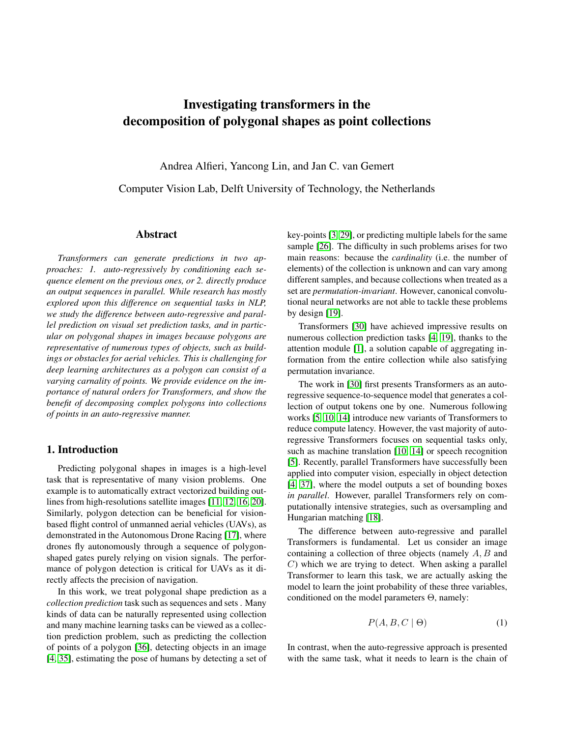# Investigating transformers in the decomposition of polygonal shapes as point collections

Andrea Alfieri, Yancong Lin, and Jan C. van Gemert

Computer Vision Lab, Delft University of Technology, the Netherlands

## Abstract

*Transformers can generate predictions in two approaches: 1. auto-regressively by conditioning each sequence element on the previous ones, or 2. directly produce an output sequences in parallel. While research has mostly explored upon this difference on sequential tasks in NLP, we study the difference between auto-regressive and parallel prediction on visual set prediction tasks, and in particular on polygonal shapes in images because polygons are representative of numerous types of objects, such as buildings or obstacles for aerial vehicles. This is challenging for deep learning architectures as a polygon can consist of a varying carnality of points. We provide evidence on the importance of natural orders for Transformers, and show the benefit of decomposing complex polygons into collections of points in an auto-regressive manner.*

## 1. Introduction

Predicting polygonal shapes in images is a high-level task that is representative of many vision problems. One example is to automatically extract vectorized building outlines from high-resolutions satellite images [11, 12, 16, 20]. Similarly, polygon detection can be beneficial for vision-based flight control of unmanned aerial vehicles (UAVs), as demonstrated in the Autonomous Drone Racing [17], where drones fly autonomously through a sequence of polygon-shaped gates purely relying on vision signals. The performance of polygon detection is critical for UAVs as it directly affects the precision of navigation.

In this work, we treat polygonal shape prediction as a *collection prediction* task such as sequences and sets . Many kinds of data can be naturally represented using collection and many machine learning tasks can be viewed as a collection prediction problem, such as predicting the collection of points of a polygon [36], detecting objects in an image [4, 35], estimating the pose of humans by detecting a set of key-points [3, 29], or predicting multiple labels for the same sample [26]. The difficulty in such problems arises for two main reasons: because the *cardinality* (i.e. the number of elements) of the collection is unknown and can vary among different samples, and because collections when treated as a set are *permutation-invariant*. However, canonical convolutional neural networks are not able to tackle these problems by design [19].

Transformers [30] have achieved impressive results on numerous collection prediction tasks [4, 19], thanks to the attention module [1], a solution capable of aggregating information from the entire collection while also satisfying permutation invariance.

The work in [30] first presents Transformers as an auto-regressive sequence-to-sequence model that generates a collection of output tokens one by one. Numerous following works [5, 10, 14] introduce new variants of Transformers to reduce compute latency. However, the vast majority of auto-regressive Transformers focuses on sequential tasks only, such as machine translation [10, 14] or speech recognition [5]. Recently, parallel Transformers have successfully been applied into computer vision, especially in object detection [4, 37], where the model outputs a set of bounding boxes *in parallel*. However, parallel Transformers rely on computationally intensive strategies, such as oversampling and Hungarian matching [18].

The difference between auto-regressive and parallel Transformers is fundamental. Let us consider an image containing a collection of three objects (namely $A, B$ and $C$) which we are trying to detect. When asking a parallel Transformer to learn this task, we are actually asking the model to learn the joint probability of these three variables, conditioned on the model parameters $\Theta$, namely:

$$P(A, B, C \mid \Theta) \tag{1}$$

In contrast, when the auto-regressive approach is presented with the same task, what it needs to learn is the chain of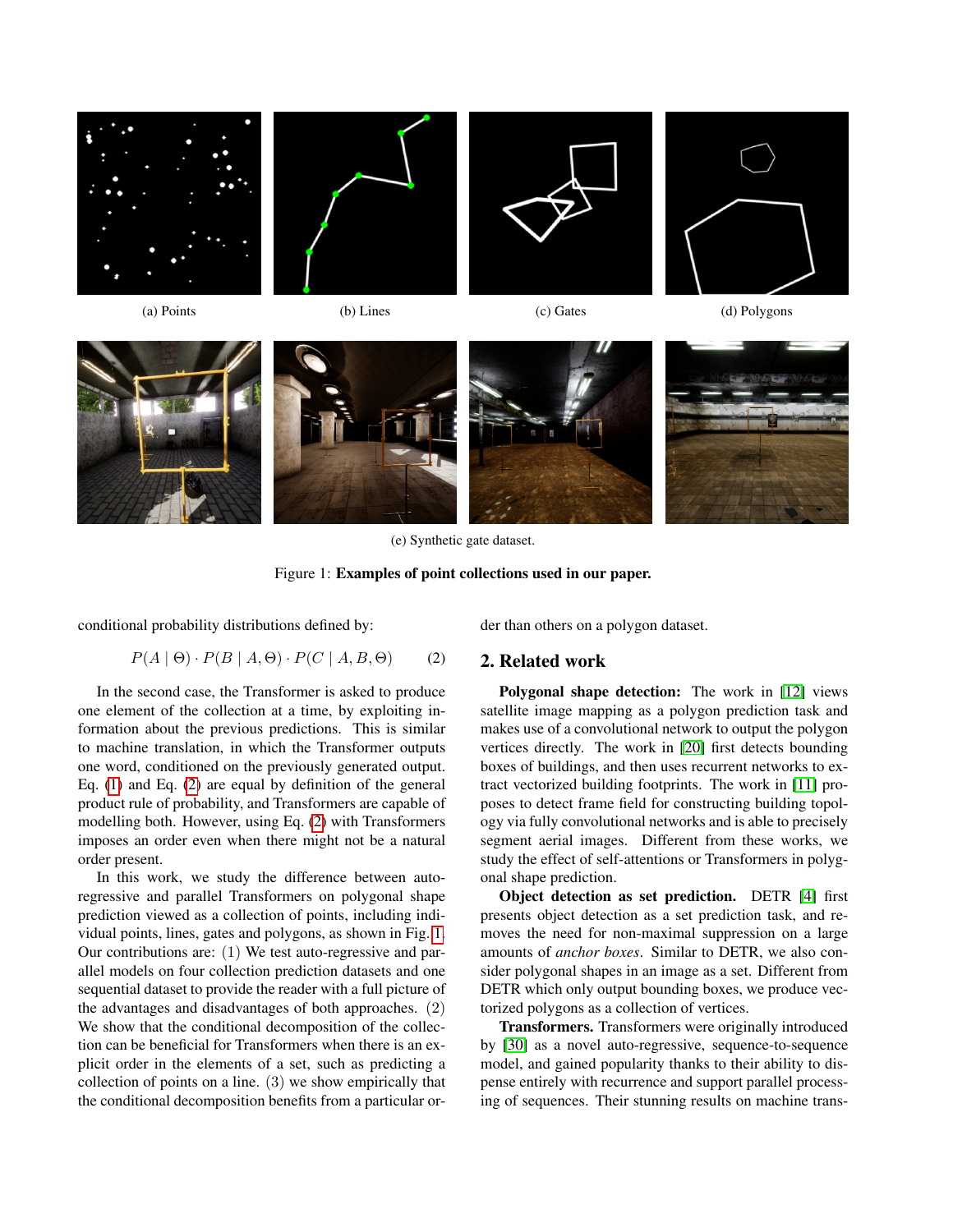(a) Points

(b) Lines

(c) Gates

(d) Polygons

(e) Synthetic gate dataset.

Figure 1: **Examples of point collections used in our paper.**

conditional probability distributions defined by:

$$P(A \mid \Theta) \cdot P(B \mid A, \Theta) \cdot P(C \mid A, B, \Theta) \quad (2)$$

In the second case, the Transformer is asked to produce one element of the collection at a time, by exploiting information about the previous predictions. This is similar to machine translation, in which the Transformer outputs one word, conditioned on the previously generated output. Eq. (1) and Eq. (2) are equal by definition of the general product rule of probability, and Transformers are capable of modelling both. However, using Eq. (2) with Transformers imposes an order even when there might not be a natural order present.

In this work, we study the difference between auto-regressive and parallel Transformers on polygonal shape prediction viewed as a collection of points, including individual points, lines, gates and polygons, as shown in Fig. 1. Our contributions are: (1) We test auto-regressive and parallel models on four collection prediction datasets and one sequential dataset to provide the reader with a full picture of the advantages and disadvantages of both approaches. (2) We show that the conditional decomposition of the collection can be beneficial for Transformers when there is an explicit order in the elements of a set, such as predicting a collection of points on a line. (3) we show empirically that the conditional decomposition benefits from a particular order than others on a polygon dataset.

## 2. Related work

**Polygonal shape detection:** The work in [12] views satellite image mapping as a polygon prediction task and makes use of a convolutional network to output the polygon vertices directly. The work in [20] first detects bounding boxes of buildings, and then uses recurrent networks to extract vectorized building footprints. The work in [11] proposes to detect frame field for constructing building topology via fully convolutional networks and is able to precisely segment aerial images. Different from these works, we study the effect of self-attentions or Transformers in polygonal shape prediction.

**Object detection as set prediction.** DETR [4] first presents object detection as a set prediction task, and removes the need for non-maximal suppression on a large amounts of *anchor boxes*. Similar to DETR, we also consider polygonal shapes in an image as a set. Different from DETR which only output bounding boxes, we produce vectorized polygons as a collection of vertices.

**Transformers.** Transformers were originally introduced by [30] as a novel auto-regressive, sequence-to-sequence model, and gained popularity thanks to their ability to dispense entirely with recurrence and support parallel processing of sequences. Their stunning results on machine trans-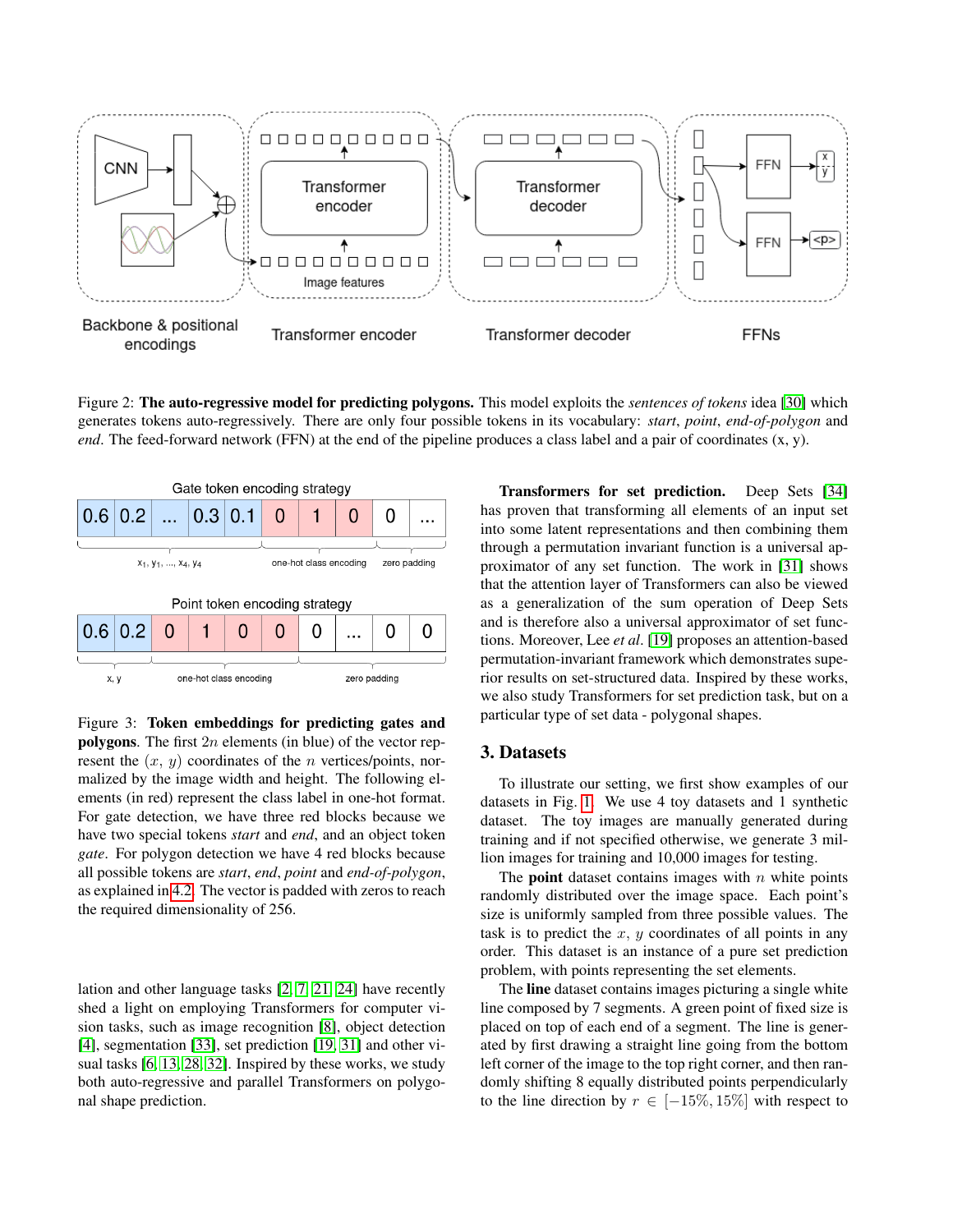Figure 2: **The auto-regressive model for predicting polygons.** This model exploits the *sentences of tokens* idea [30] which generates tokens auto-regressively. There are only four possible tokens in its vocabulary: *start*, *point*, *end-of-polygon* and *end*. The feed-forward network (FFN) at the end of the pipeline produces a class label and a pair of coordinates (x, y).

Figure 3: **Token embeddings for predicting gates and polygons**. The first $2n$ elements (in blue) of the vector represent the $(x, y)$ coordinates of the $n$ vertices/points, normalized by the image width and height. The following elements (in red) represent the class label in one-hot format. For gate detection, we have three red blocks because we have two special tokens *start* and *end*, and an object token *gate*. For polygon detection we have 4 red blocks because all possible tokens are *start*, *end*, *point* and *end-of-polygon*, as explained in 4.2. The vector is padded with zeros to reach the required dimensionality of 256.

lation and other language tasks [2, 7, 21, 24] have recently shed a light on employing Transformers for computer vision tasks, such as image recognition [8], object detection [4], segmentation [33], set prediction [19, 31] and other visual tasks [6, 13, 28, 32]. Inspired by these works, we study both auto-regressive and parallel Transformers on polygonal shape prediction.

**Transformers for set prediction.** Deep Sets [34] has proven that transforming all elements of an input set into some latent representations and then combining them through a permutation invariant function is a universal approximator of any set function. The work in [31] shows that the attention layer of Transformers can also be viewed as a generalization of the sum operation of Deep Sets and is therefore also a universal approximator of set functions. Moreover, Lee *et al*. [19] proposes an attention-based permutation-invariant framework which demonstrates superior results on set-structured data. Inspired by these works, we also study Transformers for set prediction task, but on a particular type of set data - polygonal shapes.

## 3. Datasets

To illustrate our setting, we first show examples of our datasets in Fig. 1. We use 4 toy datasets and 1 synthetic dataset. The toy images are manually generated during training and if not specified otherwise, we generate 3 million images for training and 10,000 images for testing.

The **point** dataset contains images with $n$ white points randomly distributed over the image space. Each point's size is uniformly sampled from three possible values. The task is to predict the $x$, $y$ coordinates of all points in any order. This dataset is an instance of a pure set prediction problem, with points representing the set elements.

The **line** dataset contains images picturing a single white line composed by 7 segments. A green point of fixed size is placed on top of each end of a segment. The line is generated by first drawing a straight line going from the bottom left corner of the image to the top right corner, and then randomly shifting 8 equally distributed points perpendicularly to the line direction by $r \in [-15\%, 15\%]$ with respect to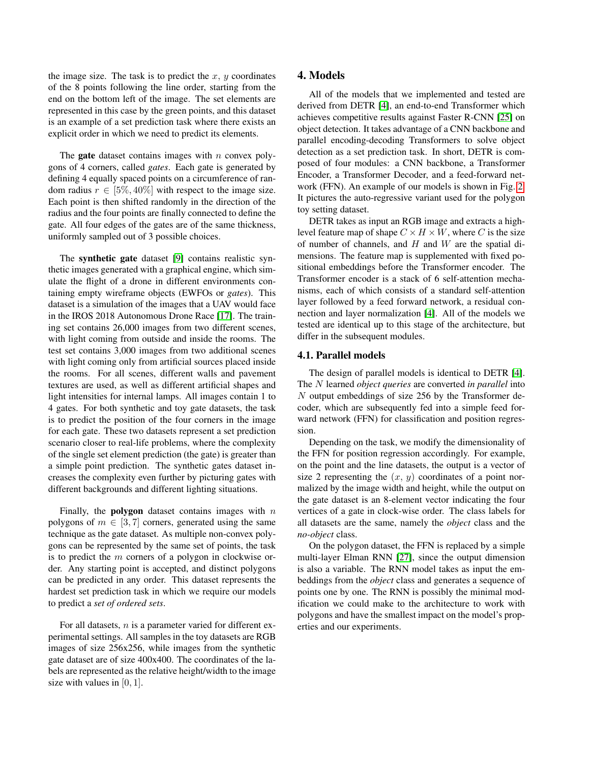the image size. The task is to predict the $x$, $y$ coordinates of the 8 points following the line order, starting from the end on the bottom left of the image. The set elements are represented in this case by the green points, and this dataset is an example of a set prediction task where there exists an explicit order in which we need to predict its elements.

The **gate** dataset contains images with $n$ convex polygons of 4 corners, called *gates*. Each gate is generated by defining 4 equally spaced points on a circumference of random radius $r \in [5\%, 40\%]$ with respect to the image size. Each point is then shifted randomly in the direction of the radius and the four points are finally connected to define the gate. All four edges of the gates are of the same thickness, uniformly sampled out of 3 possible choices.

The **synthetic gate** dataset [9] contains realistic synthetic images generated with a graphical engine, which simulate the flight of a drone in different environments containing empty wireframe objects (EWFOs or *gates*). This dataset is a simulation of the images that a UAV would face in the IROS 2018 Autonomous Drone Race [17]. The training set contains 26,000 images from two different scenes, with light coming from outside and inside the rooms. The test set contains 3,000 images from two additional scenes with light coming only from artificial sources placed inside the rooms. For all scenes, different walls and pavement textures are used, as well as different artificial shapes and light intensities for internal lamps. All images contain 1 to 4 gates. For both synthetic and toy gate datasets, the task is to predict the position of the four corners in the image for each gate. These two datasets represent a set prediction scenario closer to real-life problems, where the complexity of the single set element prediction (the gate) is greater than a simple point prediction. The synthetic gates dataset increases the complexity even further by picturing gates with different backgrounds and different lighting situations.

Finally, the **polygon** dataset contains images with $n$ polygons of $m \in [3, 7]$ corners, generated using the same technique as the gate dataset. As multiple non-convex polygons can be represented by the same set of points, the task is to predict the $m$ corners of a polygon in clockwise order. Any starting point is accepted, and distinct polygons can be predicted in any order. This dataset represents the hardest set prediction task in which we require our models to predict a *set of ordered sets*.

For all datasets, $n$ is a parameter varied for different experimental settings. All samples in the toy datasets are RGB images of size 256x256, while images from the synthetic gate dataset are of size 400x400. The coordinates of the labels are represented as the relative height/width to the image size with values in $[0, 1]$.

# 4. Models

All of the models that we implemented and tested are derived from DETR [4], an end-to-end Transformer which achieves competitive results against Faster R-CNN [25] on object detection. It takes advantage of a CNN backbone and parallel encoding-decoding Transformers to solve object detection as a set prediction task. In short, DETR is composed of four modules: a CNN backbone, a Transformer Encoder, a Transformer Decoder, and a feed-forward network (FFN). An example of our models is shown in Fig. 2. It pictures the auto-regressive variant used for the polygon toy setting dataset.

DETR takes as input an RGB image and extracts a high-level feature map of shape $C \times H \times W$, where $C$ is the size of number of channels, and $H$ and $W$ are the spatial dimensions. The feature map is supplemented with fixed positional embeddings before the Transformer encoder. The Transformer encoder is a stack of 6 self-attention mechanisms, each of which consists of a standard self-attention layer followed by a feed forward network, a residual connection and layer normalization [4]. All of the models we tested are identical up to this stage of the architecture, but differ in the subsequent modules.

## 4.1. Parallel models

The design of parallel models is identical to DETR [4]. The $N$ learned *object queries* are converted *in parallel* into $N$ output embeddings of size 256 by the Transformer decoder, which are subsequently fed into a simple feed forward network (FFN) for classification and position regression.

Depending on the task, we modify the dimensionality of the FFN for position regression accordingly. For example, on the point and the line datasets, the output is a vector of size 2 representing the $(x, y)$ coordinates of a point normalized by the image width and height, while the output on the gate dataset is an 8-element vector indicating the four vertices of a gate in clock-wise order. The class labels for all datasets are the same, namely the *object* class and the *no-object* class.

On the polygon dataset, the FFN is replaced by a simple multi-layer Elman RNN [27], since the output dimension is also a variable. The RNN model takes as input the embeddings from the *object* class and generates a sequence of points one by one. The RNN is possibly the minimal modification we could make to the architecture to work with polygons and have the smallest impact on the model's properties and our experiments.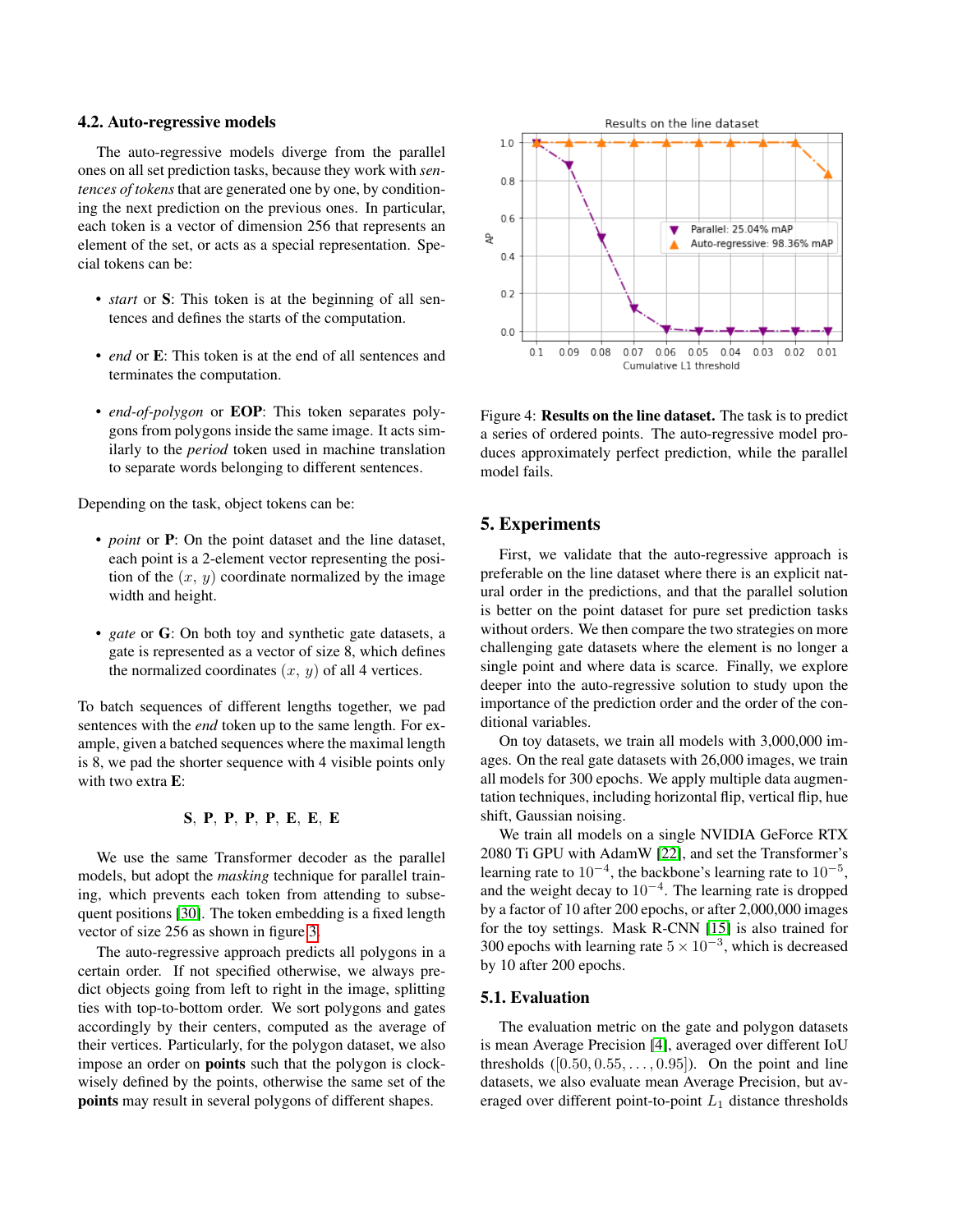### 4.2. Auto-regressive models

The auto-regressive models diverge from the parallel ones on all set prediction tasks, because they work with *sentences of tokens* that are generated one by one, by conditioning the next prediction on the previous ones. In particular, each token is a vector of dimension 256 that represents an element of the set, or acts as a special representation. Special tokens can be:

- *start* or **S**: This token is at the beginning of all sentences and defines the starts of the computation.
- *end* or **E**: This token is at the end of all sentences and terminates the computation.
- *end-of-polygon* or **EOP**: This token separates polygons from polygons inside the same image. It acts similarly to the *period* token used in machine translation to separate words belonging to different sentences.

Depending on the task, object tokens can be:

- *point* or **P**: On the point dataset and the line dataset, each point is a 2-element vector representing the position of the $(x, y)$ coordinate normalized by the image width and height.
- *gate* or **G**: On both toy and synthetic gate datasets, a gate is represented as a vector of size 8, which defines the normalized coordinates $(x, y)$ of all 4 vertices.

To batch sequences of different lengths together, we pad sentences with the *end* token up to the same length. For example, given a batched sequences where the maximal length is 8, we pad the shorter sequence with 4 visible points only with two extra **E**:

**S**, **P**, **P**, **P**, **P**, **E**, **E**, **E**

We use the same Transformer decoder as the parallel models, but adopt the *masking* technique for parallel training, which prevents each token from attending to subsequent positions [30]. The token embedding is a fixed length vector of size 256 as shown in figure 3.

The auto-regressive approach predicts all polygons in a certain order. If not specified otherwise, we always predict objects going from left to right in the image, splitting ties with top-to-bottom order. We sort polygons and gates accordingly by their centers, computed as the average of their vertices. Particularly, for the polygon dataset, we also impose an order on **points** such that the polygon is clockwise defined by the points, otherwise the same set of the **points** may result in several polygons of different shapes.

Figure 4: **Results on the line dataset.** The task is to predict a series of ordered points. The auto-regressive model produces approximately perfect prediction, while the parallel model fails.

## 5. Experiments

First, we validate that the auto-regressive approach is preferable on the line dataset where there is an explicit natural order in the predictions, and that the parallel solution is better on the point dataset for pure set prediction tasks without orders. We then compare the two strategies on more challenging gate datasets where the element is no longer a single point and where data is scarce. Finally, we explore deeper into the auto-regressive solution to study upon the importance of the prediction order and the order of the conditional variables.

On toy datasets, we train all models with 3,000,000 images. On the real gate datasets with 26,000 images, we train all models for 300 epochs. We apply multiple data augmentation techniques, including horizontal flip, vertical flip, hue shift, Gaussian noising.

We train all models on a single NVIDIA GeForce RTX 2080 Ti GPU with AdamW [22], and set the Transformer's learning rate to $10^{-4}$, the backbone's learning rate to $10^{-5}$, and the weight decay to $10^{-4}$. The learning rate is dropped by a factor of 10 after 200 epochs, or after 2,000,000 images for the toy settings. Mask R-CNN [15] is also trained for 300 epochs with learning rate $5 \times 10^{-3}$, which is decreased by 10 after 200 epochs.

### 5.1. Evaluation

The evaluation metric on the gate and polygon datasets is mean Average Precision [4], averaged over different IoU thresholds $([0.50, 0.55, \ldots, 0.95])$. On the point and line datasets, we also evaluate mean Average Precision, but averaged over different point-to-point $L_1$ distance thresholds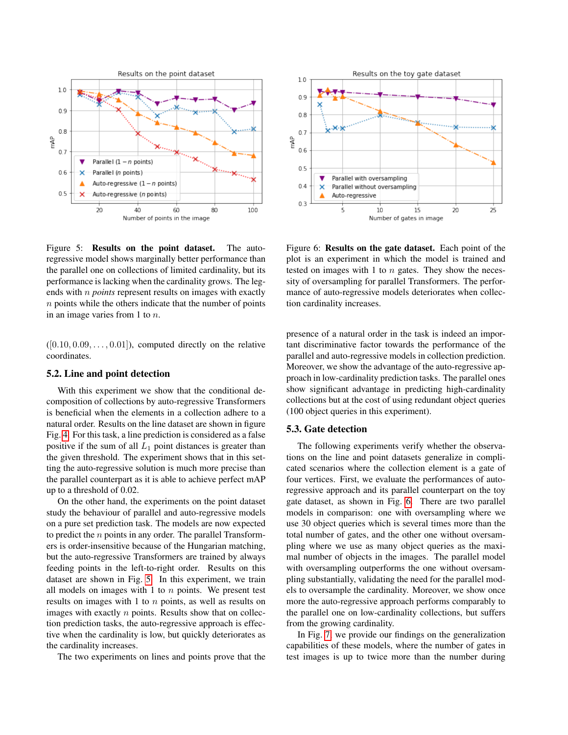Figure 5: **Results on the point dataset.** The auto-regressive model shows marginally better performance than the parallel one on collections of limited cardinality, but its performance is lacking when the cardinality grows. The legends with $n$ *points* represent results on images with exactly $n$ points while the others indicate that the number of points in an image varies from 1 to $n$.

Figure 6: **Results on the gate dataset.** Each point of the plot is an experiment in which the model is trained and tested on images with 1 to $n$ gates. They show the necessity of oversampling for parallel Transformers. The performance of auto-regressive models deteriorates when collection cardinality increases.

($[0.10, 0.09, \ldots, 0.01]$), computed directly on the relative coordinates.

## 5.2. Line and point detection

With this experiment we show that the conditional decomposition of collections by auto-regressive Transformers is beneficial when the elements in a collection adhere to a natural order. Results on the line dataset are shown in figure Fig. 4. For this task, a line prediction is considered as a false positive if the sum of all $L_1$ point distances is greater than the given threshold. The experiment shows that in this setting the auto-regressive solution is much more precise than the parallel counterpart as it is able to achieve perfect mAP up to a threshold of 0.02.

On the other hand, the experiments on the point dataset study the behaviour of parallel and auto-regressive models on a pure set prediction task. The models are now expected to predict the $n$ points in any order. The parallel Transformers is order-insensitive because of the Hungarian matching, but the auto-regressive Transformers are trained by always feeding points in the left-to-right order. Results on this dataset are shown in Fig. 5. In this experiment, we train all models on images with 1 to $n$ points. We present test results on images with 1 to $n$ points, as well as results on images with exactly $n$ points. Results show that on collection prediction tasks, the auto-regressive approach is effective when the cardinality is low, but quickly deteriorates as the cardinality increases.

The two experiments on lines and points prove that the presence of a natural order in the task is indeed an important discriminative factor towards the performance of the parallel and auto-regressive models in collection prediction. Moreover, we show the advantage of the auto-regressive approach in low-cardinality prediction tasks. The parallel ones show significant advantage in predicting high-cardinality collections but at the cost of using redundant object queries (100 object queries in this experiment).

## 5.3. Gate detection

The following experiments verify whether the observations on the line and point datasets generalize in complicated scenarios where the collection element is a gate of four vertices. First, we evaluate the performances of auto-regressive approach and its parallel counterpart on the toy gate dataset, as shown in Fig. 6. There are two parallel models in comparison: one with oversampling where we use 30 object queries which is several times more than the total number of gates, and the other one without oversampling where we use as many object queries as the maximal number of objects in the images. The parallel model with oversampling outperforms the one without oversampling substantially, validating the need for the parallel models to oversample the cardinality. Moreover, we show once more the auto-regressive approach performs comparably to the parallel one on low-cardinality collections, but suffers from the growing cardinality.

In Fig. 7 we provide our findings on the generalization capabilities of these models, where the number of gates in test images is up to twice more than the number during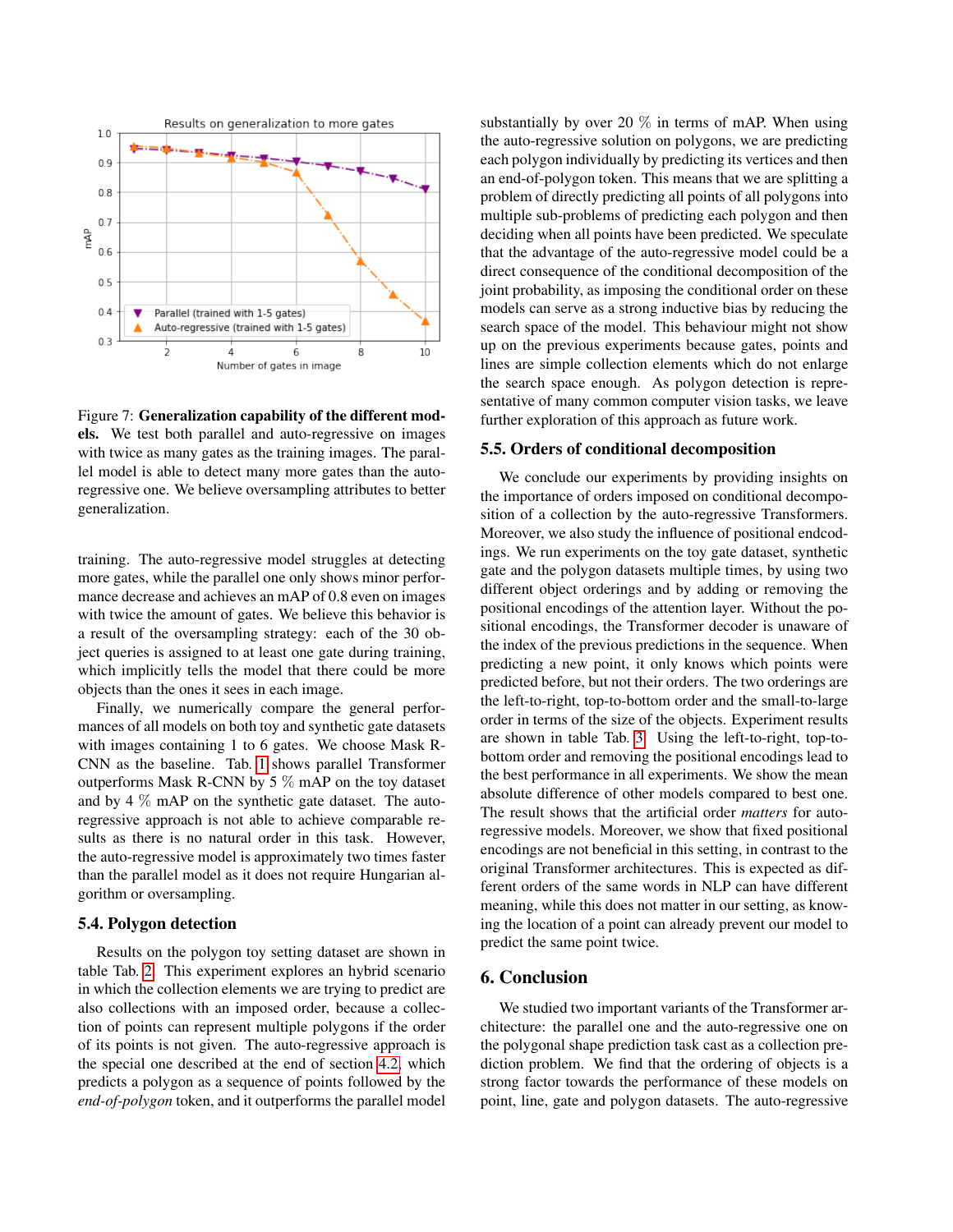Figure 7: **Generalization capability of the different models.** We test both parallel and auto-regressive on images with twice as many gates as the training images. The parallel model is able to detect many more gates than the auto-regressive one. We believe oversampling attributes to better generalization.

training. The auto-regressive model struggles at detecting more gates, while the parallel one only shows minor performance decrease and achieves an mAP of 0.8 even on images with twice the amount of gates. We believe this behavior is a result of the oversampling strategy: each of the 30 object queries is assigned to at least one gate during training, which implicitly tells the model that there could be more objects than the ones it sees in each image.

Finally, we numerically compare the general performances of all models on both toy and synthetic gate datasets with images containing 1 to 6 gates. We choose Mask R-CNN as the baseline. Tab. 1 shows parallel Transformer outperforms Mask R-CNN by 5 % mAP on the toy dataset and by 4 % mAP on the synthetic gate dataset. The auto-regressive approach is not able to achieve comparable results as there is no natural order in this task. However, the auto-regressive model is approximately two times faster than the parallel model as it does not require Hungarian algorithm or oversampling.

### 5.4. Polygon detection

Results on the polygon toy setting dataset are shown in table Tab. 2. This experiment explores an hybrid scenario in which the collection elements we are trying to predict are also collections with an imposed order, because a collection of points can represent multiple polygons if the order of its points is not given. The auto-regressive approach is the special one described at the end of section 4.2, which predicts a polygon as a sequence of points followed by the *end-of-polygon* token, and it outperforms the parallel model substantially by over 20 % in terms of mAP. When using the auto-regressive solution on polygons, we are predicting each polygon individually by predicting its vertices and then an end-of-polygon token. This means that we are splitting a problem of directly predicting all points of all polygons into multiple sub-problems of predicting each polygon and then deciding when all points have been predicted. We speculate that the advantage of the auto-regressive model could be a direct consequence of the conditional decomposition of the joint probability, as imposing the conditional order on these models can serve as a strong inductive bias by reducing the search space of the model. This behaviour might not show up on the previous experiments because gates, points and lines are simple collection elements which do not enlarge the search space enough. As polygon detection is representative of many common computer vision tasks, we leave further exploration of this approach as future work.

### 5.5. Orders of conditional decomposition

We conclude our experiments by providing insights on the importance of orders imposed on conditional decomposition of a collection by the auto-regressive Transformers. Moreover, we also study the influence of positional endcodings. We run experiments on the toy gate dataset, synthetic gate and the polygon datasets multiple times, by using two different object orderings and by adding or removing the positional encodings of the attention layer. Without the positional encodings, the Transformer decoder is unaware of the index of the previous predictions in the sequence. When predicting a new point, it only knows which points were predicted before, but not their orders. The two orderings are the left-to-right, top-to-bottom order and the small-to-large order in terms of the size of the objects. Experiment results are shown in table Tab. 3. Using the left-to-right, top-to-bottom order and removing the positional encodings lead to the best performance in all experiments. We show the mean absolute difference of other models compared to best one. The result shows that the artificial order *matters* for auto-regressive models. Moreover, we show that fixed positional encodings are not beneficial in this setting, in contrast to the original Transformer architectures. This is expected as different orders of the same words in NLP can have different meaning, while this does not matter in our setting, as knowing the location of a point can already prevent our model to predict the same point twice.

## 6. Conclusion

We studied two important variants of the Transformer architecture: the parallel one and the auto-regressive one on the polygonal shape prediction task cast as a collection prediction problem. We find that the ordering of objects is a strong factor towards the performance of these models on point, line, gate and polygon datasets. The auto-regressive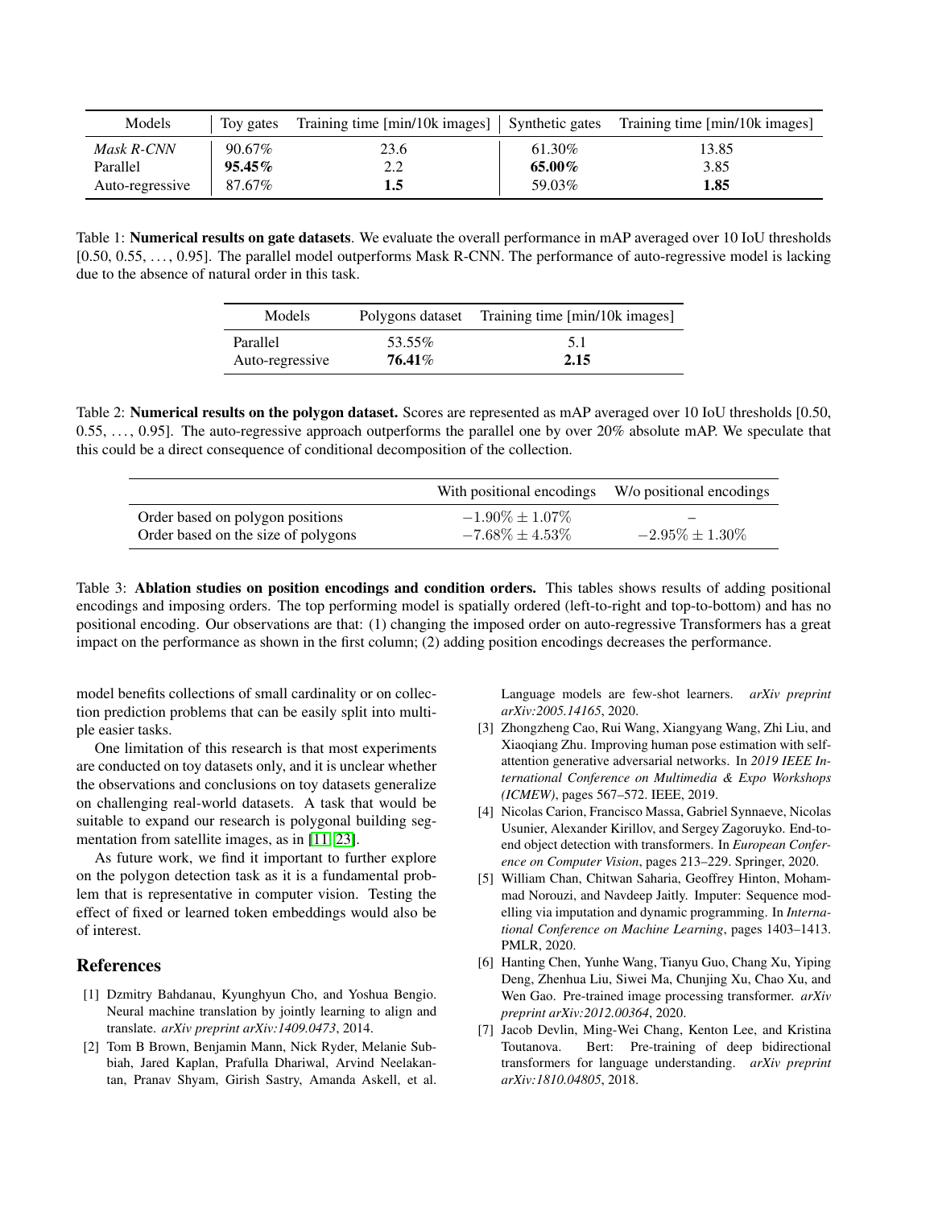| Models | Toy gates | Training time [min/10k images] | Synthetic gates | Training time [min/10k images] |
|---|---|---|---|---|
| *Mask R-CNN* | 90.67% | 23.6 | 61.30% | 13.85 |
| Parallel | **95.45%** | 2.2 | **65.00%** | 3.85 |
| Auto-regressive | 87.67% | **1.5** | 59.03% | **1.85** |

Table 1: **Numerical results on gate datasets**. We evaluate the overall performance in mAP averaged over 10 IoU thresholds [0.50, 0.55, . . . , 0.95]. The parallel model outperforms Mask R-CNN. The performance of auto-regressive model is lacking due to the absence of natural order in this task.

| Models | Polygons dataset | Training time [min/10k images] |
|---|---|---|
| Parallel | 53.55% | 5.1 |
| Auto-regressive | **76.41**% | **2.15** |

Table 2: **Numerical results on the polygon dataset.** Scores are represented as mAP averaged over 10 IoU thresholds [0.50, 0.55, . . . , 0.95]. The auto-regressive approach outperforms the parallel one by over 20% absolute mAP. We speculate that this could be a direct consequence of conditional decomposition of the collection.

| | With positional encodings | W/o positional encodings |
|---|---|---|
| Order based on polygon positions | $-1.90\% \pm 1.07\%$ | – |
| Order based on the size of polygons | $-7.68\% \pm 4.53\%$ | $-2.95\% \pm 1.30\%$ |

Table 3: **Ablation studies on position encodings and condition orders.** This tables shows results of adding positional encodings and imposing orders. The top performing model is spatially ordered (left-to-right and top-to-bottom) and has no positional encoding. Our observations are that: (1) changing the imposed order on auto-regressive Transformers has a great impact on the performance as shown in the first column; (2) adding position encodings decreases the performance.

model benefits collections of small cardinality or on collection prediction problems that can be easily split into multiple easier tasks.

One limitation of this research is that most experiments are conducted on toy datasets only, and it is unclear whether the observations and conclusions on toy datasets generalize on challenging real-world datasets. A task that would be suitable to expand our research is polygonal building segmentation from satellite images, as in [11, 23].

As future work, we find it important to further explore on the polygon detection task as it is a fundamental problem that is representative in computer vision. Testing the effect of fixed or learned token embeddings would also be of interest.

## References

[1] Dzmitry Bahdanau, Kyunghyun Cho, and Yoshua Bengio. Neural machine translation by jointly learning to align and translate. *arXiv preprint arXiv:1409.0473*, 2014.

[2] Tom B Brown, Benjamin Mann, Nick Ryder, Melanie Subbiah, Jared Kaplan, Prafulla Dhariwal, Arvind Neelakantan, Pranav Shyam, Girish Sastry, Amanda Askell, et al. Language models are few-shot learners. *arXiv preprint arXiv:2005.14165*, 2020.

[3] Zhongzheng Cao, Rui Wang, Xiangyang Wang, Zhi Liu, and Xiaoqiang Zhu. Improving human pose estimation with self-attention generative adversarial networks. In *2019 IEEE International Conference on Multimedia & Expo Workshops (ICMEW)*, pages 567–572. IEEE, 2019.

[4] Nicolas Carion, Francisco Massa, Gabriel Synnaeve, Nicolas Usunier, Alexander Kirillov, and Sergey Zagoruyko. End-to-end object detection with transformers. In *European Conference on Computer Vision*, pages 213–229. Springer, 2020.

[5] William Chan, Chitwan Saharia, Geoffrey Hinton, Mohammad Norouzi, and Navdeep Jaitly. Imputer: Sequence modelling via imputation and dynamic programming. In *International Conference on Machine Learning*, pages 1403–1413. PMLR, 2020.

[6] Hanting Chen, Yunhe Wang, Tianyu Guo, Chang Xu, Yiping Deng, Zhenhua Liu, Siwei Ma, Chunjing Xu, Chao Xu, and Wen Gao. Pre-trained image processing transformer. *arXiv preprint arXiv:2012.00364*, 2020.

[7] Jacob Devlin, Ming-Wei Chang, Kenton Lee, and Kristina Toutanova. Bert: Pre-training of deep bidirectional transformers for language understanding. *arXiv preprint arXiv:1810.04805*, 2018.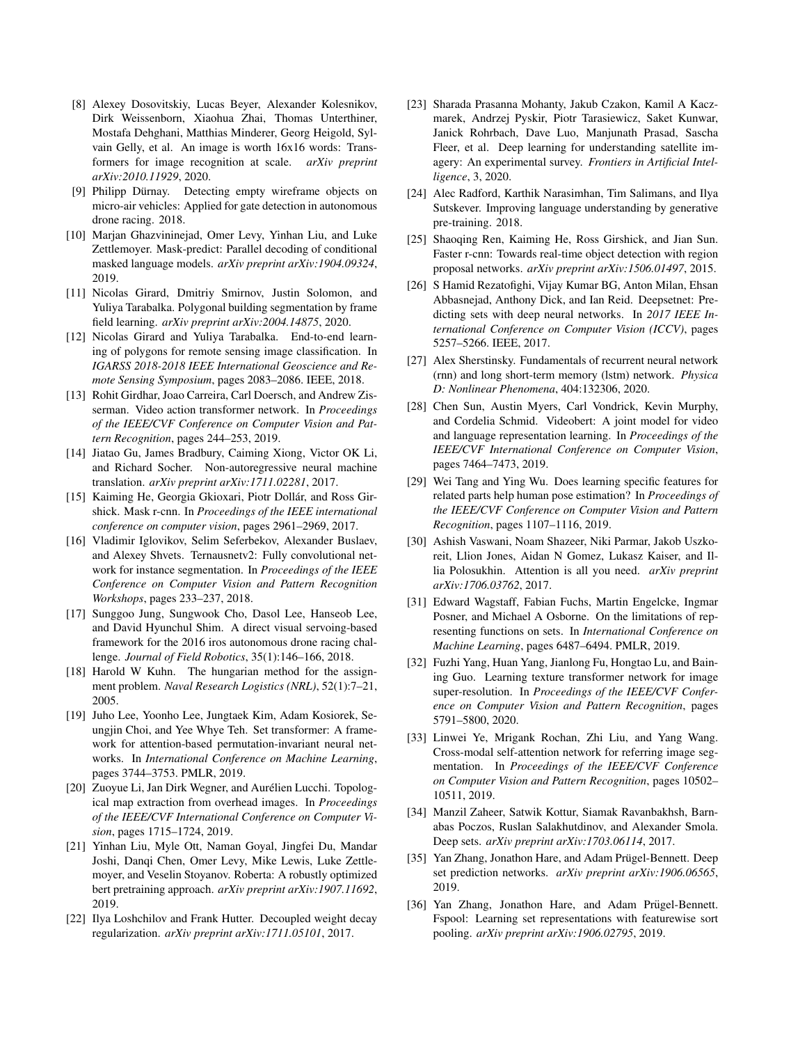[8] Alexey Dosovitskiy, Lucas Beyer, Alexander Kolesnikov, Dirk Weissenborn, Xiaohua Zhai, Thomas Unterthiner, Mostafa Dehghani, Matthias Minderer, Georg Heigold, Sylvain Gelly, et al. An image is worth 16x16 words: Transformers for image recognition at scale. *arXiv preprint arXiv:2010.11929*, 2020.

[9] Philipp Dürnay. Detecting empty wireframe objects on micro-air vehicles: Applied for gate detection in autonomous drone racing. 2018.

[10] Marjan Ghazvininejad, Omer Levy, Yinhan Liu, and Luke Zettlemoyer. Mask-predict: Parallel decoding of conditional masked language models. *arXiv preprint arXiv:1904.09324*, 2019.

[11] Nicolas Girard, Dmitriy Smirnov, Justin Solomon, and Yuliya Tarabalka. Polygonal building segmentation by frame field learning. *arXiv preprint arXiv:2004.14875*, 2020.

[12] Nicolas Girard and Yuliya Tarabalka. End-to-end learning of polygons for remote sensing image classification. In *IGARSS 2018-2018 IEEE International Geoscience and Remote Sensing Symposium*, pages 2083–2086. IEEE, 2018.

[13] Rohit Girdhar, Joao Carreira, Carl Doersch, and Andrew Zisserman. Video action transformer network. In *Proceedings of the IEEE/CVF Conference on Computer Vision and Pattern Recognition*, pages 244–253, 2019.

[14] Jiatao Gu, James Bradbury, Caiming Xiong, Victor OK Li, and Richard Socher. Non-autoregressive neural machine translation. *arXiv preprint arXiv:1711.02281*, 2017.

[15] Kaiming He, Georgia Gkioxari, Piotr Dollár, and Ross Girshick. Mask r-cnn. In *Proceedings of the IEEE international conference on computer vision*, pages 2961–2969, 2017.

[16] Vladimir Iglovikov, Selim Seferbekov, Alexander Buslaev, and Alexey Shvets. Ternausnetv2: Fully convolutional network for instance segmentation. In *Proceedings of the IEEE Conference on Computer Vision and Pattern Recognition Workshops*, pages 233–237, 2018.

[17] Sunggoo Jung, Sungwook Cho, Dasol Lee, Hanseob Lee, and David Hyunchul Shim. A direct visual servoing-based framework for the 2016 iros autonomous drone racing challenge. *Journal of Field Robotics*, 35(1):146–166, 2018.

[18] Harold W Kuhn. The hungarian method for the assignment problem. *Naval Research Logistics (NRL)*, 52(1):7–21, 2005.

[19] Juho Lee, Yoonho Lee, Jungtaek Kim, Adam Kosiorek, Seungjin Choi, and Yee Whye Teh. Set transformer: A framework for attention-based permutation-invariant neural networks. In *International Conference on Machine Learning*, pages 3744–3753. PMLR, 2019.

[20] Zuoyue Li, Jan Dirk Wegner, and Aurélien Lucchi. Topological map extraction from overhead images. In *Proceedings of the IEEE/CVF International Conference on Computer Vision*, pages 1715–1724, 2019.

[21] Yinhan Liu, Myle Ott, Naman Goyal, Jingfei Du, Mandar Joshi, Danqi Chen, Omer Levy, Mike Lewis, Luke Zettlemoyer, and Veselin Stoyanov. Roberta: A robustly optimized bert pretraining approach. *arXiv preprint arXiv:1907.11692*, 2019.

[22] Ilya Loshchilov and Frank Hutter. Decoupled weight decay regularization. *arXiv preprint arXiv:1711.05101*, 2017.

[23] Sharada Prasanna Mohanty, Jakub Czakon, Kamil A Kaczmarek, Andrzej Pyskir, Piotr Tarasiewicz, Saket Kunwar, Janick Rohrbach, Dave Luo, Manjunath Prasad, Sascha Fleer, et al. Deep learning for understanding satellite imagery: An experimental survey. *Frontiers in Artificial Intelligence*, 3, 2020.

[24] Alec Radford, Karthik Narasimhan, Tim Salimans, and Ilya Sutskever. Improving language understanding by generative pre-training. 2018.

[25] Shaoqing Ren, Kaiming He, Ross Girshick, and Jian Sun. Faster r-cnn: Towards real-time object detection with region proposal networks. *arXiv preprint arXiv:1506.01497*, 2015.

[26] S Hamid Rezatofighi, Vijay Kumar BG, Anton Milan, Ehsan Abbasnejad, Anthony Dick, and Ian Reid. Deepsetnet: Predicting sets with deep neural networks. In *2017 IEEE International Conference on Computer Vision (ICCV)*, pages 5257–5266. IEEE, 2017.

[27] Alex Sherstinsky. Fundamentals of recurrent neural network (rnn) and long short-term memory (lstm) network. *Physica D: Nonlinear Phenomena*, 404:132306, 2020.

[28] Chen Sun, Austin Myers, Carl Vondrick, Kevin Murphy, and Cordelia Schmid. Videobert: A joint model for video and language representation learning. In *Proceedings of the IEEE/CVF International Conference on Computer Vision*, pages 7464–7473, 2019.

[29] Wei Tang and Ying Wu. Does learning specific features for related parts help human pose estimation? In *Proceedings of the IEEE/CVF Conference on Computer Vision and Pattern Recognition*, pages 1107–1116, 2019.

[30] Ashish Vaswani, Noam Shazeer, Niki Parmar, Jakob Uszkoreit, Llion Jones, Aidan N Gomez, Lukasz Kaiser, and Illia Polosukhin. Attention is all you need. *arXiv preprint arXiv:1706.03762*, 2017.

[31] Edward Wagstaff, Fabian Fuchs, Martin Engelcke, Ingmar Posner, and Michael A Osborne. On the limitations of representing functions on sets. In *International Conference on Machine Learning*, pages 6487–6494. PMLR, 2019.

[32] Fuzhi Yang, Huan Yang, Jianlong Fu, Hongtao Lu, and Baining Guo. Learning texture transformer network for image super-resolution. In *Proceedings of the IEEE/CVF Conference on Computer Vision and Pattern Recognition*, pages 5791–5800, 2020.

[33] Linwei Ye, Mrigank Rochan, Zhi Liu, and Yang Wang. Cross-modal self-attention network for referring image segmentation. In *Proceedings of the IEEE/CVF Conference on Computer Vision and Pattern Recognition*, pages 10502–10511, 2019.

[34] Manzil Zaheer, Satwik Kottur, Siamak Ravanbakhsh, Barnabas Poczos, Ruslan Salakhutdinov, and Alexander Smola. Deep sets. *arXiv preprint arXiv:1703.06114*, 2017.

[35] Yan Zhang, Jonathon Hare, and Adam Prügel-Bennett. Deep set prediction networks. *arXiv preprint arXiv:1906.06565*, 2019.

[36] Yan Zhang, Jonathon Hare, and Adam Prügel-Bennett. Fspool: Learning set representations with featurewise sort pooling. *arXiv preprint arXiv:1906.02795*, 2019.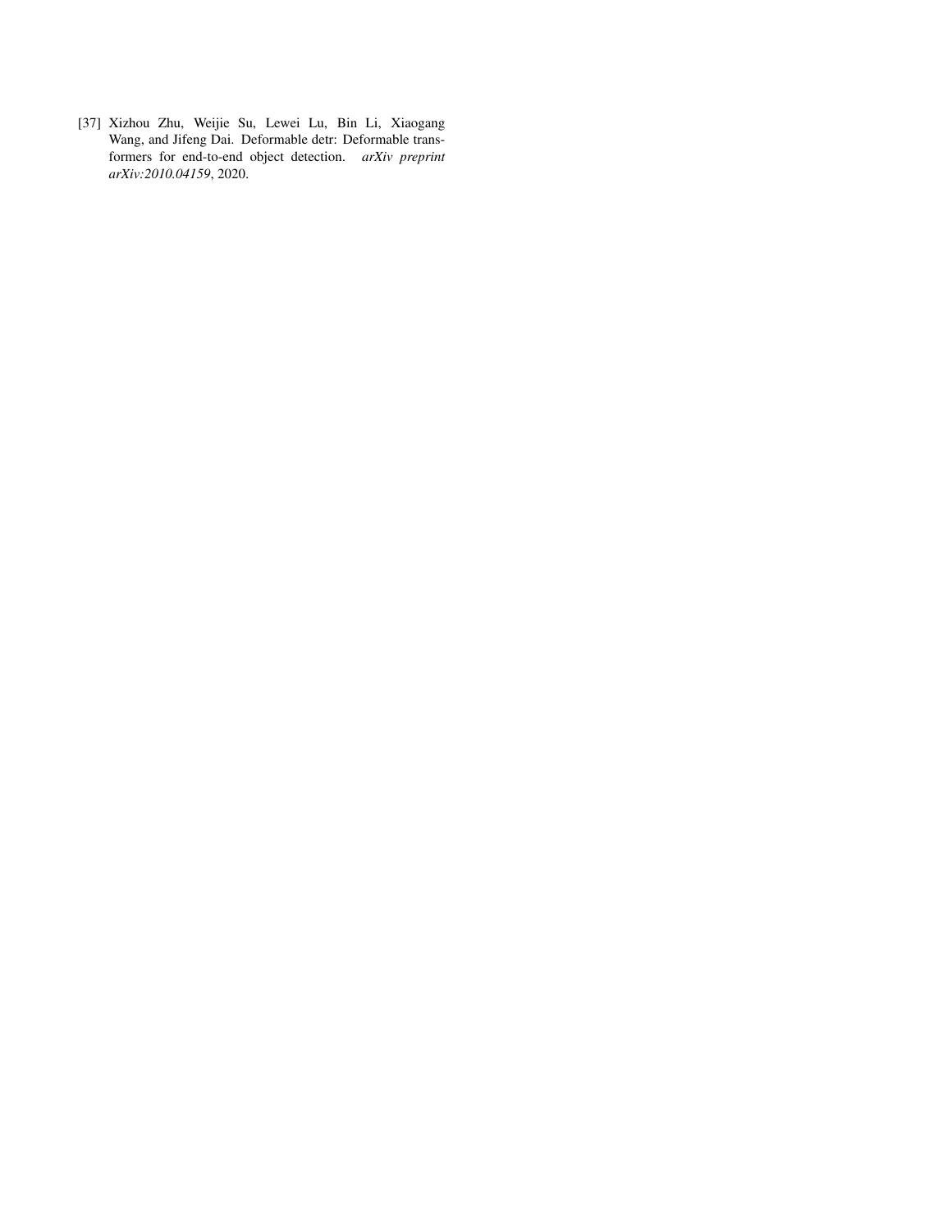[37] Xizhou Zhu, Weijie Su, Lewei Lu, Bin Li, Xiaogang Wang, and Jifeng Dai. Deformable detr: Deformable transformers for end-to-end object detection. *arXiv preprint arXiv:2010.04159*, 2020.